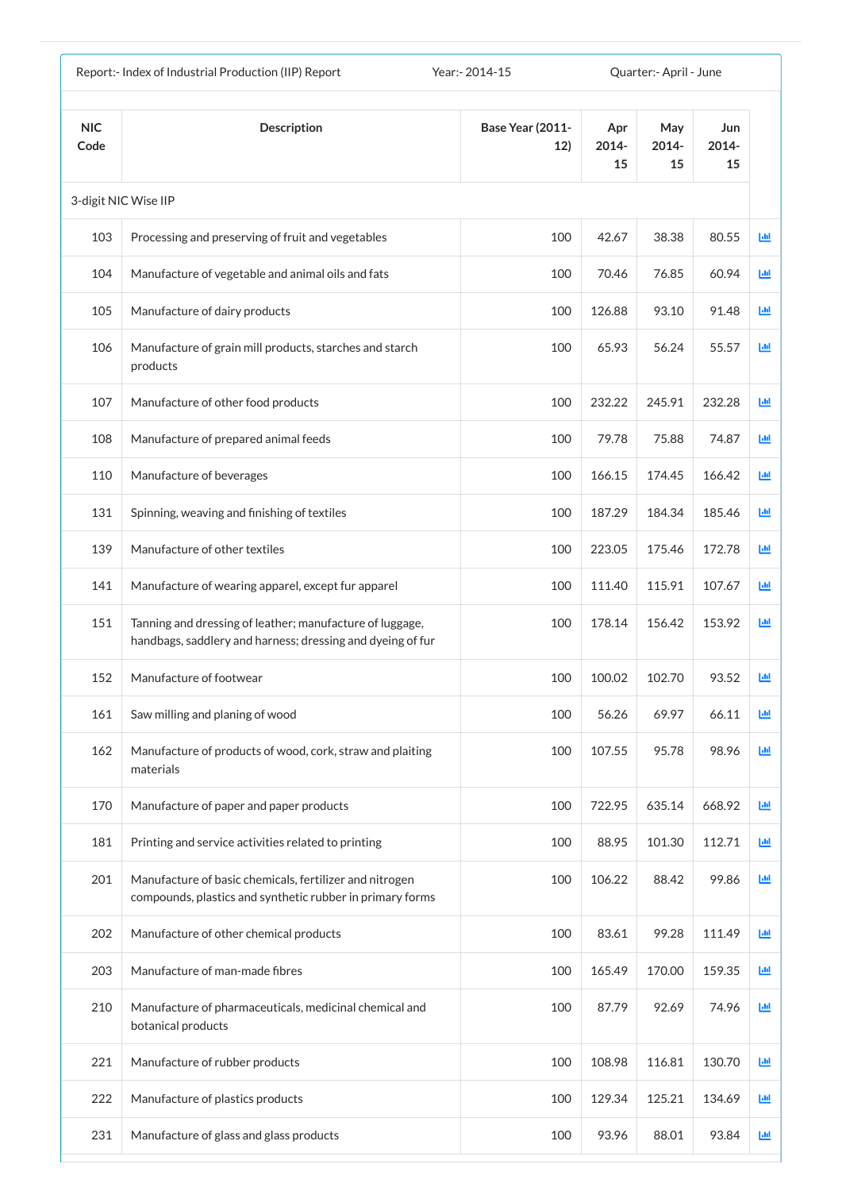Report:- Index of Industrial Production (IIP) Report | Year:- 2014-15 | Quarter:- April - June

| NIC Code | Description | Base Year (2011-12) | Apr 2014-15 | May 2014-15 | Jun 2014-15 |
|---|---|---|---|---|---|
| 3-digit NIC Wise IIP | | | | | |
| 103 | Processing and preserving of fruit and vegetables | 100 | 42.67 | 38.38 | 80.55 |
| 104 | Manufacture of vegetable and animal oils and fats | 100 | 70.46 | 76.85 | 60.94 |
| 105 | Manufacture of dairy products | 100 | 126.88 | 93.10 | 91.48 |
| 106 | Manufacture of grain mill products, starches and starch products | 100 | 65.93 | 56.24 | 55.57 |
| 107 | Manufacture of other food products | 100 | 232.22 | 245.91 | 232.28 |
| 108 | Manufacture of prepared animal feeds | 100 | 79.78 | 75.88 | 74.87 |
| 110 | Manufacture of beverages | 100 | 166.15 | 174.45 | 166.42 |
| 131 | Spinning, weaving and finishing of textiles | 100 | 187.29 | 184.34 | 185.46 |
| 139 | Manufacture of other textiles | 100 | 223.05 | 175.46 | 172.78 |
| 141 | Manufacture of wearing apparel, except fur apparel | 100 | 111.40 | 115.91 | 107.67 |
| 151 | Tanning and dressing of leather; manufacture of luggage, handbags, saddlery and harness; dressing and dyeing of fur | 100 | 178.14 | 156.42 | 153.92 |
| 152 | Manufacture of footwear | 100 | 100.02 | 102.70 | 93.52 |
| 161 | Saw milling and planing of wood | 100 | 56.26 | 69.97 | 66.11 |
| 162 | Manufacture of products of wood, cork, straw and plaiting materials | 100 | 107.55 | 95.78 | 98.96 |
| 170 | Manufacture of paper and paper products | 100 | 722.95 | 635.14 | 668.92 |
| 181 | Printing and service activities related to printing | 100 | 88.95 | 101.30 | 112.71 |
| 201 | Manufacture of basic chemicals, fertilizer and nitrogen compounds, plastics and synthetic rubber in primary forms | 100 | 106.22 | 88.42 | 99.86 |
| 202 | Manufacture of other chemical products | 100 | 83.61 | 99.28 | 111.49 |
| 203 | Manufacture of man-made fibres | 100 | 165.49 | 170.00 | 159.35 |
| 210 | Manufacture of pharmaceuticals, medicinal chemical and botanical products | 100 | 87.79 | 92.69 | 74.96 |
| 221 | Manufacture of rubber products | 100 | 108.98 | 116.81 | 130.70 |
| 222 | Manufacture of plastics products | 100 | 129.34 | 125.21 | 134.69 |
| 231 | Manufacture of glass and glass products | 100 | 93.96 | 88.01 | 93.84 |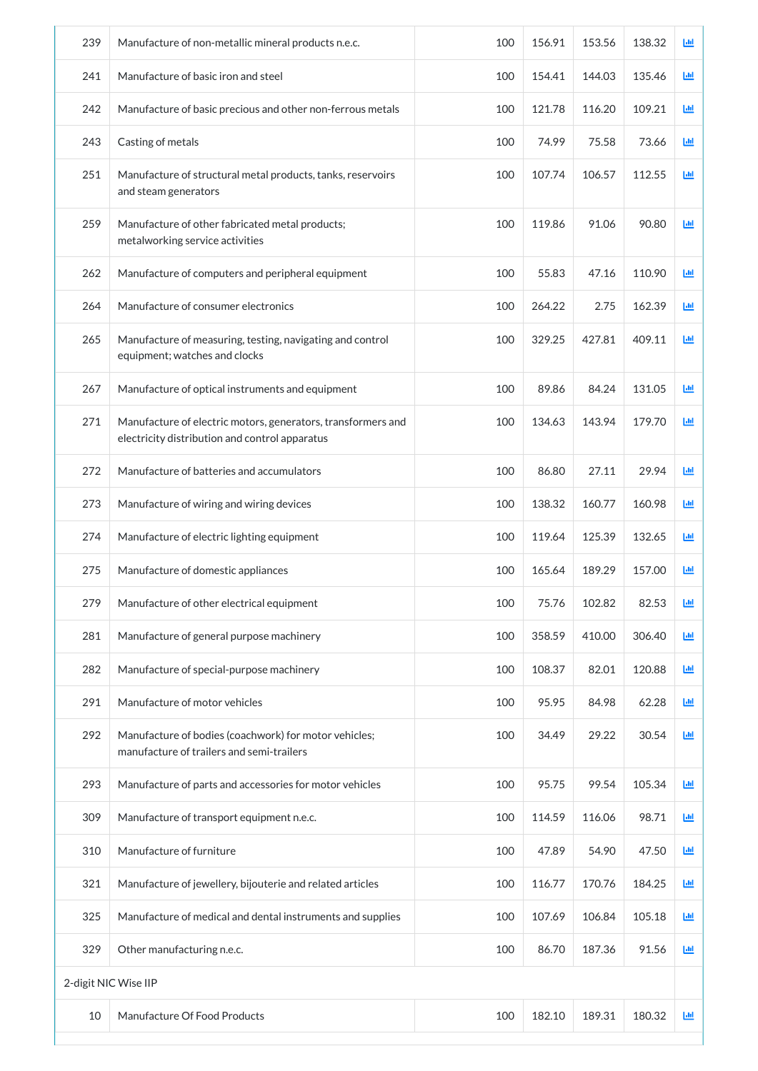| | | | | | | |
|---|---|---|---|---|---|---|
| 239 | Manufacture of non-metallic mineral products n.e.c. | 100 | 156.91 | 153.56 | 138.32 | |
| 241 | Manufacture of basic iron and steel | 100 | 154.41 | 144.03 | 135.46 | |
| 242 | Manufacture of basic precious and other non-ferrous metals | 100 | 121.78 | 116.20 | 109.21 | |
| 243 | Casting of metals | 100 | 74.99 | 75.58 | 73.66 | |
| 251 | Manufacture of structural metal products, tanks, reservoirs and steam generators | 100 | 107.74 | 106.57 | 112.55 | |
| 259 | Manufacture of other fabricated metal products; metalworking service activities | 100 | 119.86 | 91.06 | 90.80 | |
| 262 | Manufacture of computers and peripheral equipment | 100 | 55.83 | 47.16 | 110.90 | |
| 264 | Manufacture of consumer electronics | 100 | 264.22 | 2.75 | 162.39 | |
| 265 | Manufacture of measuring, testing, navigating and control equipment; watches and clocks | 100 | 329.25 | 427.81 | 409.11 | |
| 267 | Manufacture of optical instruments and equipment | 100 | 89.86 | 84.24 | 131.05 | |
| 271 | Manufacture of electric motors, generators, transformers and electricity distribution and control apparatus | 100 | 134.63 | 143.94 | 179.70 | |
| 272 | Manufacture of batteries and accumulators | 100 | 86.80 | 27.11 | 29.94 | |
| 273 | Manufacture of wiring and wiring devices | 100 | 138.32 | 160.77 | 160.98 | |
| 274 | Manufacture of electric lighting equipment | 100 | 119.64 | 125.39 | 132.65 | |
| 275 | Manufacture of domestic appliances | 100 | 165.64 | 189.29 | 157.00 | |
| 279 | Manufacture of other electrical equipment | 100 | 75.76 | 102.82 | 82.53 | |
| 281 | Manufacture of general purpose machinery | 100 | 358.59 | 410.00 | 306.40 | |
| 282 | Manufacture of special-purpose machinery | 100 | 108.37 | 82.01 | 120.88 | |
| 291 | Manufacture of motor vehicles | 100 | 95.95 | 84.98 | 62.28 | |
| 292 | Manufacture of bodies (coachwork) for motor vehicles; manufacture of trailers and semi-trailers | 100 | 34.49 | 29.22 | 30.54 | |
| 293 | Manufacture of parts and accessories for motor vehicles | 100 | 95.75 | 99.54 | 105.34 | |
| 309 | Manufacture of transport equipment n.e.c. | 100 | 114.59 | 116.06 | 98.71 | |
| 310 | Manufacture of furniture | 100 | 47.89 | 54.90 | 47.50 | |
| 321 | Manufacture of jewellery, bijouterie and related articles | 100 | 116.77 | 170.76 | 184.25 | |
| 325 | Manufacture of medical and dental instruments and supplies | 100 | 107.69 | 106.84 | 105.18 | |
| 329 | Other manufacturing n.e.c. | 100 | 86.70 | 187.36 | 91.56 | |
| 2-digit NIC Wise IIP | | | | | | |
| 10 | Manufacture Of Food Products | 100 | 182.10 | 189.31 | 180.32 | |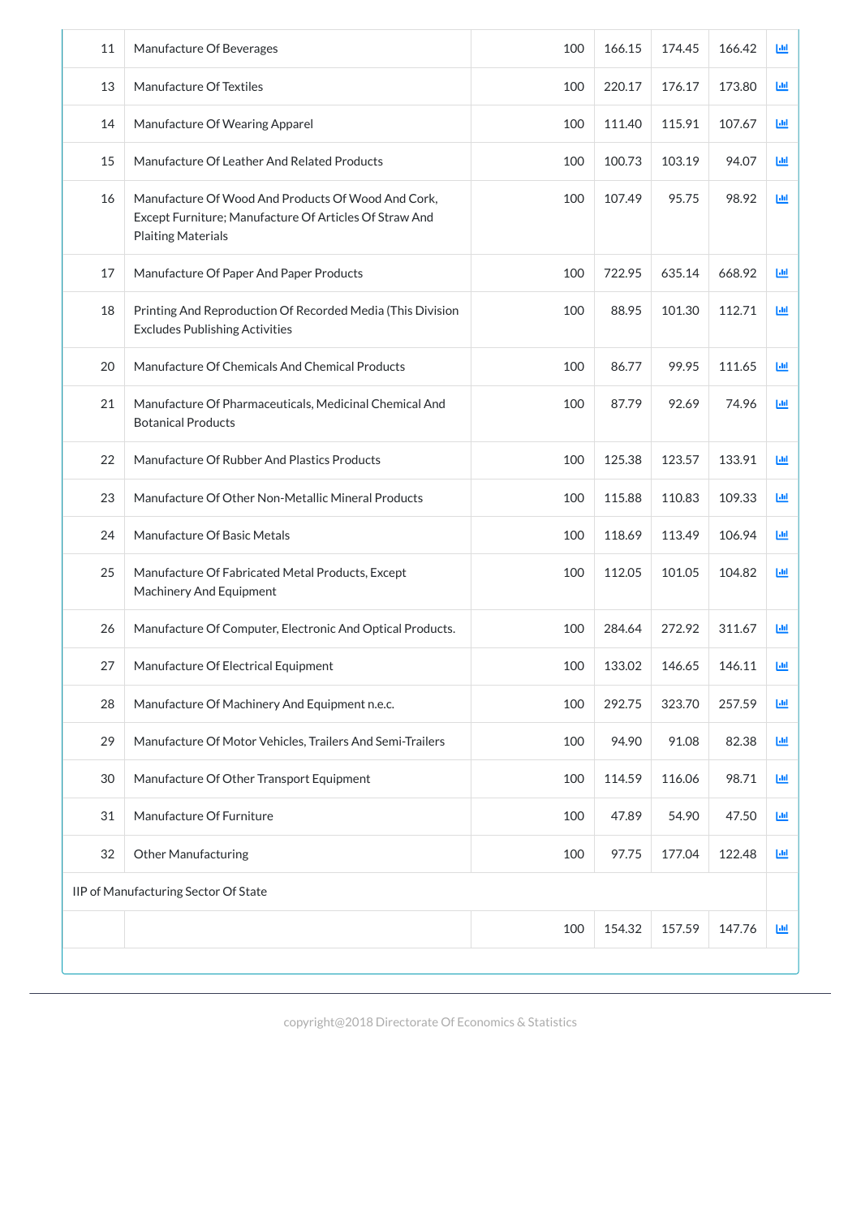| | | | | | | |
|---|---|---|---|---|---|---|
| 11 | Manufacture Of Beverages | 100 | 166.15 | 174.45 | 166.42 | |
| 13 | Manufacture Of Textiles | 100 | 220.17 | 176.17 | 173.80 | |
| 14 | Manufacture Of Wearing Apparel | 100 | 111.40 | 115.91 | 107.67 | |
| 15 | Manufacture Of Leather And Related Products | 100 | 100.73 | 103.19 | 94.07 | |
| 16 | Manufacture Of Wood And Products Of Wood And Cork, Except Furniture; Manufacture Of Articles Of Straw And Plaiting Materials | 100 | 107.49 | 95.75 | 98.92 | |
| 17 | Manufacture Of Paper And Paper Products | 100 | 722.95 | 635.14 | 668.92 | |
| 18 | Printing And Reproduction Of Recorded Media (This Division Excludes Publishing Activities | 100 | 88.95 | 101.30 | 112.71 | |
| 20 | Manufacture Of Chemicals And Chemical Products | 100 | 86.77 | 99.95 | 111.65 | |
| 21 | Manufacture Of Pharmaceuticals, Medicinal Chemical And Botanical Products | 100 | 87.79 | 92.69 | 74.96 | |
| 22 | Manufacture Of Rubber And Plastics Products | 100 | 125.38 | 123.57 | 133.91 | |
| 23 | Manufacture Of Other Non-Metallic Mineral Products | 100 | 115.88 | 110.83 | 109.33 | |
| 24 | Manufacture Of Basic Metals | 100 | 118.69 | 113.49 | 106.94 | |
| 25 | Manufacture Of Fabricated Metal Products, Except Machinery And Equipment | 100 | 112.05 | 101.05 | 104.82 | |
| 26 | Manufacture Of Computer, Electronic And Optical Products. | 100 | 284.64 | 272.92 | 311.67 | |
| 27 | Manufacture Of Electrical Equipment | 100 | 133.02 | 146.65 | 146.11 | |
| 28 | Manufacture Of Machinery And Equipment n.e.c. | 100 | 292.75 | 323.70 | 257.59 | |
| 29 | Manufacture Of Motor Vehicles, Trailers And Semi-Trailers | 100 | 94.90 | 91.08 | 82.38 | |
| 30 | Manufacture Of Other Transport Equipment | 100 | 114.59 | 116.06 | 98.71 | |
| 31 | Manufacture Of Furniture | 100 | 47.89 | 54.90 | 47.50 | |
| 32 | Other Manufacturing | 100 | 97.75 | 177.04 | 122.48 | |
| IIP of Manufacturing Sector Of State | | | | | | |
| | | 100 | 154.32 | 157.59 | 147.76 | |

copyright@2018 Directorate Of Economics & Statistics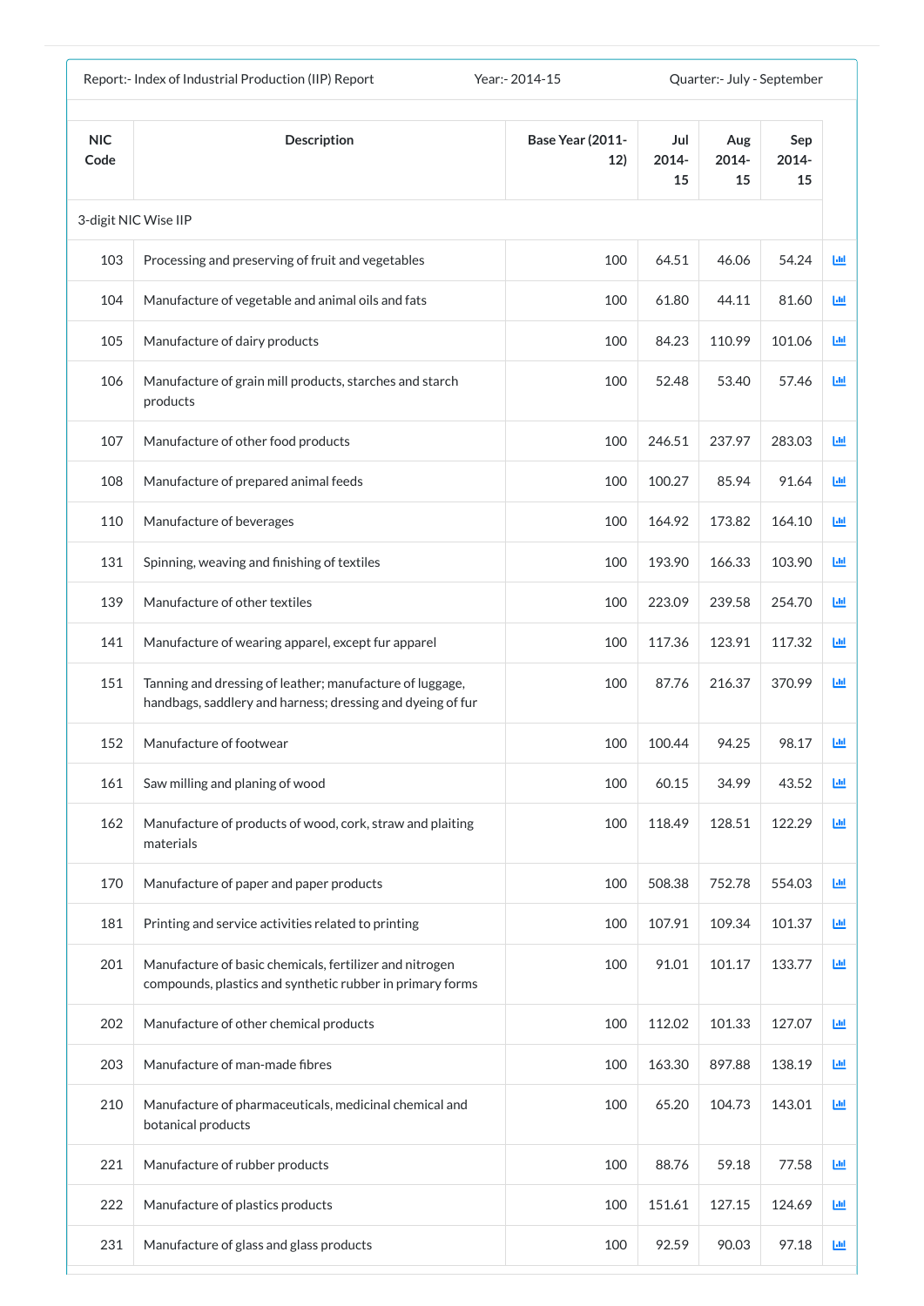Report:- Index of Industrial Production (IIP) Report Year:- 2014-15 Quarter:- July - September

| NIC Code | Description | Base Year (2011-12) | Jul 2014-15 | Aug 2014-15 | Sep 2014-15 |
|---|---|---|---|---|---|
| 3-digit NIC Wise IIP | | | | | |
| 103 | Processing and preserving of fruit and vegetables | 100 | 64.51 | 46.06 | 54.24 |
| 104 | Manufacture of vegetable and animal oils and fats | 100 | 61.80 | 44.11 | 81.60 |
| 105 | Manufacture of dairy products | 100 | 84.23 | 110.99 | 101.06 |
| 106 | Manufacture of grain mill products, starches and starch products | 100 | 52.48 | 53.40 | 57.46 |
| 107 | Manufacture of other food products | 100 | 246.51 | 237.97 | 283.03 |
| 108 | Manufacture of prepared animal feeds | 100 | 100.27 | 85.94 | 91.64 |
| 110 | Manufacture of beverages | 100 | 164.92 | 173.82 | 164.10 |
| 131 | Spinning, weaving and finishing of textiles | 100 | 193.90 | 166.33 | 103.90 |
| 139 | Manufacture of other textiles | 100 | 223.09 | 239.58 | 254.70 |
| 141 | Manufacture of wearing apparel, except fur apparel | 100 | 117.36 | 123.91 | 117.32 |
| 151 | Tanning and dressing of leather; manufacture of luggage, handbags, saddlery and harness; dressing and dyeing of fur | 100 | 87.76 | 216.37 | 370.99 |
| 152 | Manufacture of footwear | 100 | 100.44 | 94.25 | 98.17 |
| 161 | Saw milling and planing of wood | 100 | 60.15 | 34.99 | 43.52 |
| 162 | Manufacture of products of wood, cork, straw and plaiting materials | 100 | 118.49 | 128.51 | 122.29 |
| 170 | Manufacture of paper and paper products | 100 | 508.38 | 752.78 | 554.03 |
| 181 | Printing and service activities related to printing | 100 | 107.91 | 109.34 | 101.37 |
| 201 | Manufacture of basic chemicals, fertilizer and nitrogen compounds, plastics and synthetic rubber in primary forms | 100 | 91.01 | 101.17 | 133.77 |
| 202 | Manufacture of other chemical products | 100 | 112.02 | 101.33 | 127.07 |
| 203 | Manufacture of man-made fibres | 100 | 163.30 | 897.88 | 138.19 |
| 210 | Manufacture of pharmaceuticals, medicinal chemical and botanical products | 100 | 65.20 | 104.73 | 143.01 |
| 221 | Manufacture of rubber products | 100 | 88.76 | 59.18 | 77.58 |
| 222 | Manufacture of plastics products | 100 | 151.61 | 127.15 | 124.69 |
| 231 | Manufacture of glass and glass products | 100 | 92.59 | 90.03 | 97.18 |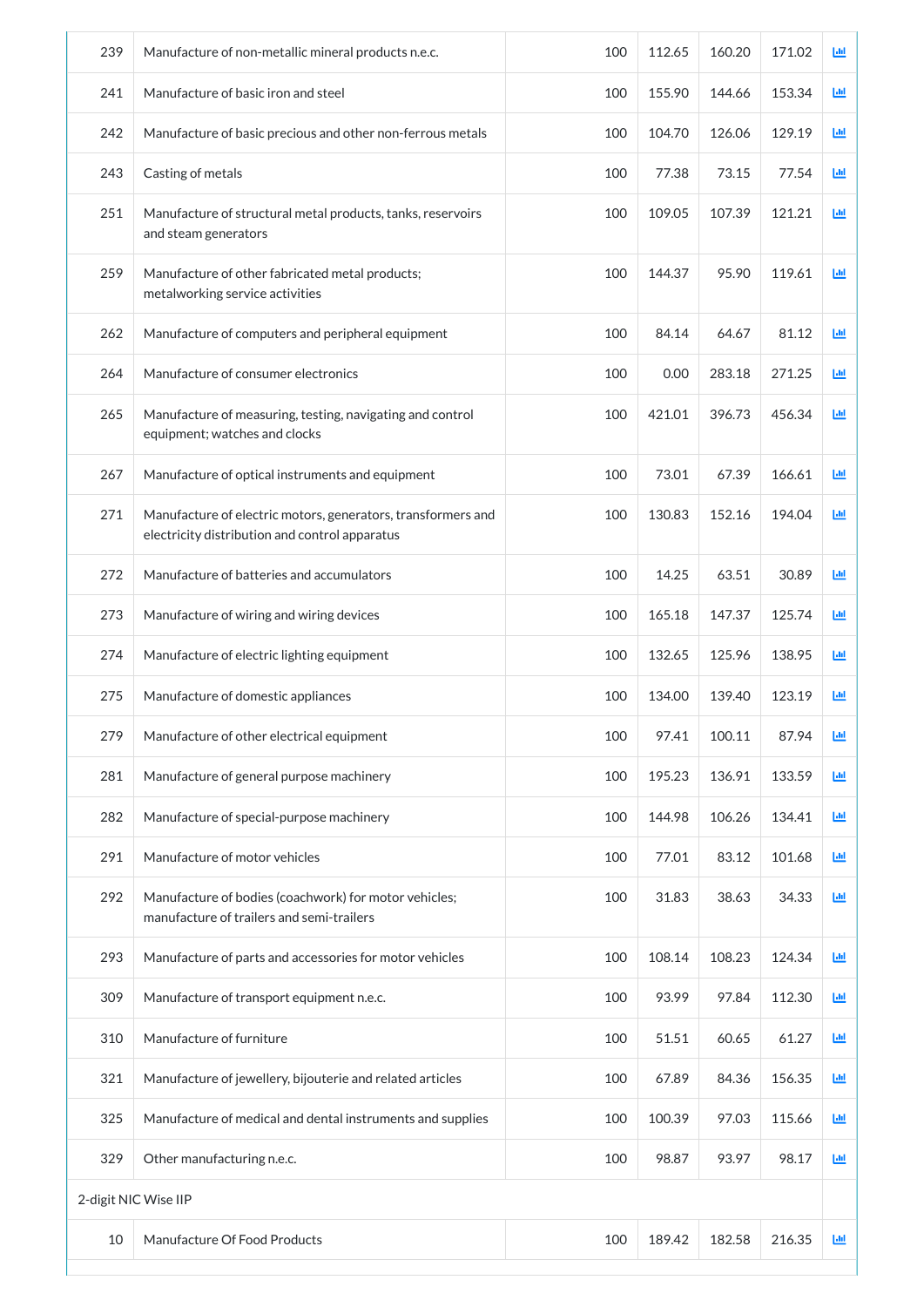| | | | | | | |
|---|---|---|---|---|---|---|
| 239 | Manufacture of non-metallic mineral products n.e.c. | 100 | 112.65 | 160.20 | 171.02 | |
| 241 | Manufacture of basic iron and steel | 100 | 155.90 | 144.66 | 153.34 | |
| 242 | Manufacture of basic precious and other non-ferrous metals | 100 | 104.70 | 126.06 | 129.19 | |
| 243 | Casting of metals | 100 | 77.38 | 73.15 | 77.54 | |
| 251 | Manufacture of structural metal products, tanks, reservoirs and steam generators | 100 | 109.05 | 107.39 | 121.21 | |
| 259 | Manufacture of other fabricated metal products; metalworking service activities | 100 | 144.37 | 95.90 | 119.61 | |
| 262 | Manufacture of computers and peripheral equipment | 100 | 84.14 | 64.67 | 81.12 | |
| 264 | Manufacture of consumer electronics | 100 | 0.00 | 283.18 | 271.25 | |
| 265 | Manufacture of measuring, testing, navigating and control equipment; watches and clocks | 100 | 421.01 | 396.73 | 456.34 | |
| 267 | Manufacture of optical instruments and equipment | 100 | 73.01 | 67.39 | 166.61 | |
| 271 | Manufacture of electric motors, generators, transformers and electricity distribution and control apparatus | 100 | 130.83 | 152.16 | 194.04 | |
| 272 | Manufacture of batteries and accumulators | 100 | 14.25 | 63.51 | 30.89 | |
| 273 | Manufacture of wiring and wiring devices | 100 | 165.18 | 147.37 | 125.74 | |
| 274 | Manufacture of electric lighting equipment | 100 | 132.65 | 125.96 | 138.95 | |
| 275 | Manufacture of domestic appliances | 100 | 134.00 | 139.40 | 123.19 | |
| 279 | Manufacture of other electrical equipment | 100 | 97.41 | 100.11 | 87.94 | |
| 281 | Manufacture of general purpose machinery | 100 | 195.23 | 136.91 | 133.59 | |
| 282 | Manufacture of special-purpose machinery | 100 | 144.98 | 106.26 | 134.41 | |
| 291 | Manufacture of motor vehicles | 100 | 77.01 | 83.12 | 101.68 | |
| 292 | Manufacture of bodies (coachwork) for motor vehicles; manufacture of trailers and semi-trailers | 100 | 31.83 | 38.63 | 34.33 | |
| 293 | Manufacture of parts and accessories for motor vehicles | 100 | 108.14 | 108.23 | 124.34 | |
| 309 | Manufacture of transport equipment n.e.c. | 100 | 93.99 | 97.84 | 112.30 | |
| 310 | Manufacture of furniture | 100 | 51.51 | 60.65 | 61.27 | |
| 321 | Manufacture of jewellery, bijouterie and related articles | 100 | 67.89 | 84.36 | 156.35 | |
| 325 | Manufacture of medical and dental instruments and supplies | 100 | 100.39 | 97.03 | 115.66 | |
| 329 | Other manufacturing n.e.c. | 100 | 98.87 | 93.97 | 98.17 | |
| 2-digit NIC Wise IIP | | | | | | |
| 10 | Manufacture Of Food Products | 100 | 189.42 | 182.58 | 216.35 | |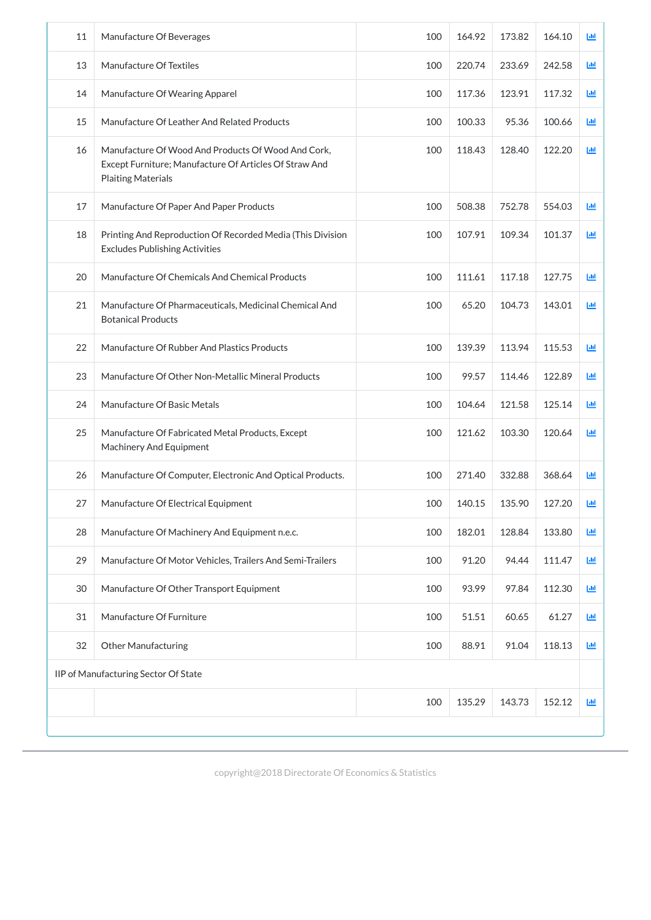| | | | | | | |
|---|---|---|---|---|---|---|
| 11 | Manufacture Of Beverages | 100 | 164.92 | 173.82 | 164.10 | |
| 13 | Manufacture Of Textiles | 100 | 220.74 | 233.69 | 242.58 | |
| 14 | Manufacture Of Wearing Apparel | 100 | 117.36 | 123.91 | 117.32 | |
| 15 | Manufacture Of Leather And Related Products | 100 | 100.33 | 95.36 | 100.66 | |
| 16 | Manufacture Of Wood And Products Of Wood And Cork, Except Furniture; Manufacture Of Articles Of Straw And Plaiting Materials | 100 | 118.43 | 128.40 | 122.20 | |
| 17 | Manufacture Of Paper And Paper Products | 100 | 508.38 | 752.78 | 554.03 | |
| 18 | Printing And Reproduction Of Recorded Media (This Division Excludes Publishing Activities | 100 | 107.91 | 109.34 | 101.37 | |
| 20 | Manufacture Of Chemicals And Chemical Products | 100 | 111.61 | 117.18 | 127.75 | |
| 21 | Manufacture Of Pharmaceuticals, Medicinal Chemical And Botanical Products | 100 | 65.20 | 104.73 | 143.01 | |
| 22 | Manufacture Of Rubber And Plastics Products | 100 | 139.39 | 113.94 | 115.53 | |
| 23 | Manufacture Of Other Non-Metallic Mineral Products | 100 | 99.57 | 114.46 | 122.89 | |
| 24 | Manufacture Of Basic Metals | 100 | 104.64 | 121.58 | 125.14 | |
| 25 | Manufacture Of Fabricated Metal Products, Except Machinery And Equipment | 100 | 121.62 | 103.30 | 120.64 | |
| 26 | Manufacture Of Computer, Electronic And Optical Products. | 100 | 271.40 | 332.88 | 368.64 | |
| 27 | Manufacture Of Electrical Equipment | 100 | 140.15 | 135.90 | 127.20 | |
| 28 | Manufacture Of Machinery And Equipment n.e.c. | 100 | 182.01 | 128.84 | 133.80 | |
| 29 | Manufacture Of Motor Vehicles, Trailers And Semi-Trailers | 100 | 91.20 | 94.44 | 111.47 | |
| 30 | Manufacture Of Other Transport Equipment | 100 | 93.99 | 97.84 | 112.30 | |
| 31 | Manufacture Of Furniture | 100 | 51.51 | 60.65 | 61.27 | |
| 32 | Other Manufacturing | 100 | 88.91 | 91.04 | 118.13 | |
| IIP of Manufacturing Sector Of State | | | | | | |
| | | 100 | 135.29 | 143.73 | 152.12 | |

copyright@2018 Directorate Of Economics & Statistics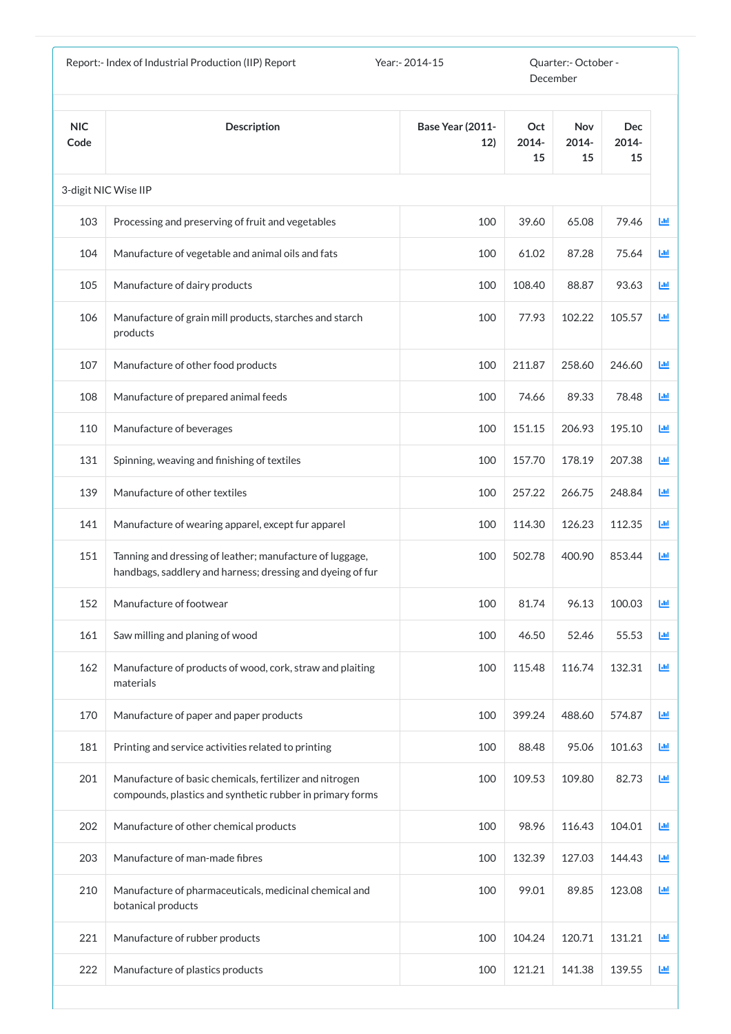Report:- Index of Industrial Production (IIP) Report | Year:- 2014-15 | Quarter:- October - December

| NIC Code | Description | Base Year (2011-12) | Oct 2014-15 | Nov 2014-15 | Dec 2014-15 |
|---|---|---|---|---|---|
| 3-digit NIC Wise IIP | | | | | |
| 103 | Processing and preserving of fruit and vegetables | 100 | 39.60 | 65.08 | 79.46 |
| 104 | Manufacture of vegetable and animal oils and fats | 100 | 61.02 | 87.28 | 75.64 |
| 105 | Manufacture of dairy products | 100 | 108.40 | 88.87 | 93.63 |
| 106 | Manufacture of grain mill products, starches and starch products | 100 | 77.93 | 102.22 | 105.57 |
| 107 | Manufacture of other food products | 100 | 211.87 | 258.60 | 246.60 |
| 108 | Manufacture of prepared animal feeds | 100 | 74.66 | 89.33 | 78.48 |
| 110 | Manufacture of beverages | 100 | 151.15 | 206.93 | 195.10 |
| 131 | Spinning, weaving and finishing of textiles | 100 | 157.70 | 178.19 | 207.38 |
| 139 | Manufacture of other textiles | 100 | 257.22 | 266.75 | 248.84 |
| 141 | Manufacture of wearing apparel, except fur apparel | 100 | 114.30 | 126.23 | 112.35 |
| 151 | Tanning and dressing of leather; manufacture of luggage, handbags, saddlery and harness; dressing and dyeing of fur | 100 | 502.78 | 400.90 | 853.44 |
| 152 | Manufacture of footwear | 100 | 81.74 | 96.13 | 100.03 |
| 161 | Saw milling and planing of wood | 100 | 46.50 | 52.46 | 55.53 |
| 162 | Manufacture of products of wood, cork, straw and plaiting materials | 100 | 115.48 | 116.74 | 132.31 |
| 170 | Manufacture of paper and paper products | 100 | 399.24 | 488.60 | 574.87 |
| 181 | Printing and service activities related to printing | 100 | 88.48 | 95.06 | 101.63 |
| 201 | Manufacture of basic chemicals, fertilizer and nitrogen compounds, plastics and synthetic rubber in primary forms | 100 | 109.53 | 109.80 | 82.73 |
| 202 | Manufacture of other chemical products | 100 | 98.96 | 116.43 | 104.01 |
| 203 | Manufacture of man-made fibres | 100 | 132.39 | 127.03 | 144.43 |
| 210 | Manufacture of pharmaceuticals, medicinal chemical and botanical products | 100 | 99.01 | 89.85 | 123.08 |
| 221 | Manufacture of rubber products | 100 | 104.24 | 120.71 | 131.21 |
| 222 | Manufacture of plastics products | 100 | 121.21 | 141.38 | 139.55 |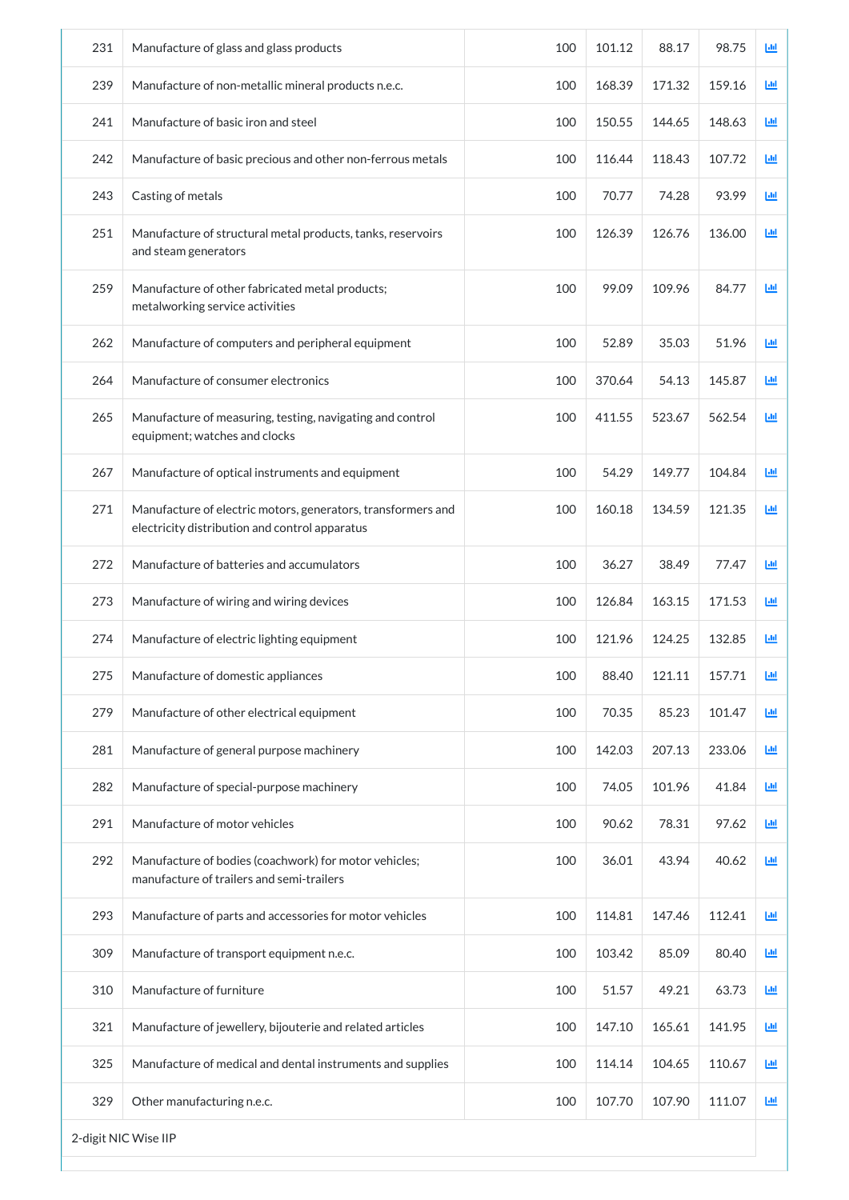| | | | | | | |
|---|---|---|---|---|---|---|
| 231 | Manufacture of glass and glass products | 100 | 101.12 | 88.17 | 98.75 | |
| 239 | Manufacture of non-metallic mineral products n.e.c. | 100 | 168.39 | 171.32 | 159.16 | |
| 241 | Manufacture of basic iron and steel | 100 | 150.55 | 144.65 | 148.63 | |
| 242 | Manufacture of basic precious and other non-ferrous metals | 100 | 116.44 | 118.43 | 107.72 | |
| 243 | Casting of metals | 100 | 70.77 | 74.28 | 93.99 | |
| 251 | Manufacture of structural metal products, tanks, reservoirs and steam generators | 100 | 126.39 | 126.76 | 136.00 | |
| 259 | Manufacture of other fabricated metal products; metalworking service activities | 100 | 99.09 | 109.96 | 84.77 | |
| 262 | Manufacture of computers and peripheral equipment | 100 | 52.89 | 35.03 | 51.96 | |
| 264 | Manufacture of consumer electronics | 100 | 370.64 | 54.13 | 145.87 | |
| 265 | Manufacture of measuring, testing, navigating and control equipment; watches and clocks | 100 | 411.55 | 523.67 | 562.54 | |
| 267 | Manufacture of optical instruments and equipment | 100 | 54.29 | 149.77 | 104.84 | |
| 271 | Manufacture of electric motors, generators, transformers and electricity distribution and control apparatus | 100 | 160.18 | 134.59 | 121.35 | |
| 272 | Manufacture of batteries and accumulators | 100 | 36.27 | 38.49 | 77.47 | |
| 273 | Manufacture of wiring and wiring devices | 100 | 126.84 | 163.15 | 171.53 | |
| 274 | Manufacture of electric lighting equipment | 100 | 121.96 | 124.25 | 132.85 | |
| 275 | Manufacture of domestic appliances | 100 | 88.40 | 121.11 | 157.71 | |
| 279 | Manufacture of other electrical equipment | 100 | 70.35 | 85.23 | 101.47 | |
| 281 | Manufacture of general purpose machinery | 100 | 142.03 | 207.13 | 233.06 | |
| 282 | Manufacture of special-purpose machinery | 100 | 74.05 | 101.96 | 41.84 | |
| 291 | Manufacture of motor vehicles | 100 | 90.62 | 78.31 | 97.62 | |
| 292 | Manufacture of bodies (coachwork) for motor vehicles; manufacture of trailers and semi-trailers | 100 | 36.01 | 43.94 | 40.62 | |
| 293 | Manufacture of parts and accessories for motor vehicles | 100 | 114.81 | 147.46 | 112.41 | |
| 309 | Manufacture of transport equipment n.e.c. | 100 | 103.42 | 85.09 | 80.40 | |
| 310 | Manufacture of furniture | 100 | 51.57 | 49.21 | 63.73 | |
| 321 | Manufacture of jewellery, bijouterie and related articles | 100 | 147.10 | 165.61 | 141.95 | |
| 325 | Manufacture of medical and dental instruments and supplies | 100 | 114.14 | 104.65 | 110.67 | |
| 329 | Other manufacturing n.e.c. | 100 | 107.70 | 107.90 | 111.07 | |

2-digit NIC Wise IIP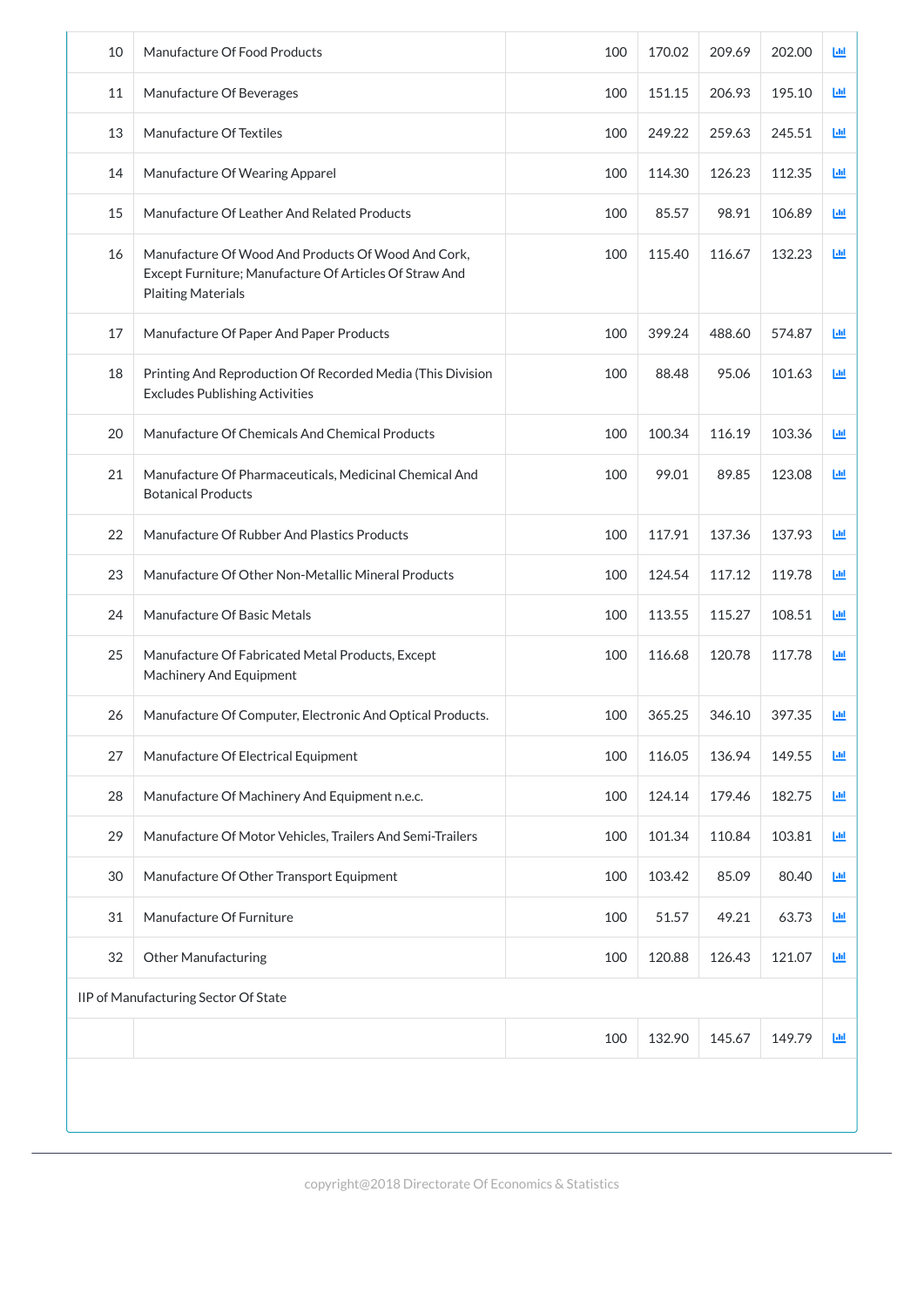| | | | | | | |
|---|---|---|---|---|---|---|
| 10 | Manufacture Of Food Products | 100 | 170.02 | 209.69 | 202.00 | |
| 11 | Manufacture Of Beverages | 100 | 151.15 | 206.93 | 195.10 | |
| 13 | Manufacture Of Textiles | 100 | 249.22 | 259.63 | 245.51 | |
| 14 | Manufacture Of Wearing Apparel | 100 | 114.30 | 126.23 | 112.35 | |
| 15 | Manufacture Of Leather And Related Products | 100 | 85.57 | 98.91 | 106.89 | |
| 16 | Manufacture Of Wood And Products Of Wood And Cork, Except Furniture; Manufacture Of Articles Of Straw And Plaiting Materials | 100 | 115.40 | 116.67 | 132.23 | |
| 17 | Manufacture Of Paper And Paper Products | 100 | 399.24 | 488.60 | 574.87 | |
| 18 | Printing And Reproduction Of Recorded Media (This Division Excludes Publishing Activities | 100 | 88.48 | 95.06 | 101.63 | |
| 20 | Manufacture Of Chemicals And Chemical Products | 100 | 100.34 | 116.19 | 103.36 | |
| 21 | Manufacture Of Pharmaceuticals, Medicinal Chemical And Botanical Products | 100 | 99.01 | 89.85 | 123.08 | |
| 22 | Manufacture Of Rubber And Plastics Products | 100 | 117.91 | 137.36 | 137.93 | |
| 23 | Manufacture Of Other Non-Metallic Mineral Products | 100 | 124.54 | 117.12 | 119.78 | |
| 24 | Manufacture Of Basic Metals | 100 | 113.55 | 115.27 | 108.51 | |
| 25 | Manufacture Of Fabricated Metal Products, Except Machinery And Equipment | 100 | 116.68 | 120.78 | 117.78 | |
| 26 | Manufacture Of Computer, Electronic And Optical Products. | 100 | 365.25 | 346.10 | 397.35 | |
| 27 | Manufacture Of Electrical Equipment | 100 | 116.05 | 136.94 | 149.55 | |
| 28 | Manufacture Of Machinery And Equipment n.e.c. | 100 | 124.14 | 179.46 | 182.75 | |
| 29 | Manufacture Of Motor Vehicles, Trailers And Semi-Trailers | 100 | 101.34 | 110.84 | 103.81 | |
| 30 | Manufacture Of Other Transport Equipment | 100 | 103.42 | 85.09 | 80.40 | |
| 31 | Manufacture Of Furniture | 100 | 51.57 | 49.21 | 63.73 | |
| 32 | Other Manufacturing | 100 | 120.88 | 126.43 | 121.07 | |
| IIP of Manufacturing Sector Of State | | | | | | |
| | | 100 | 132.90 | 145.67 | 149.79 | |

copyright@2018 Directorate Of Economics & Statistics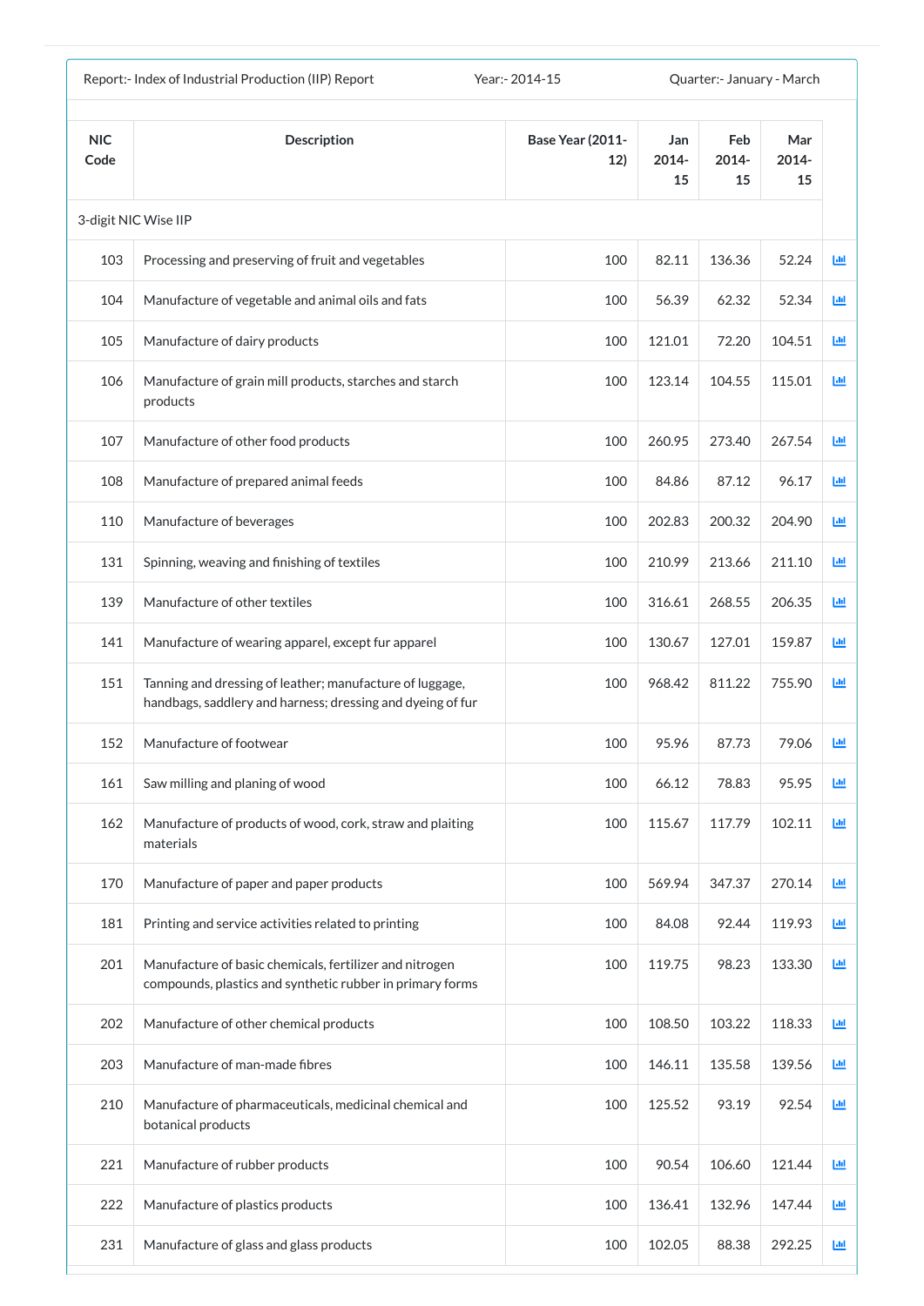Report:- Index of Industrial Production (IIP) Report    Year:- 2014-15    Quarter:- January - March

| NIC Code | Description | Base Year (2011-12) | Jan 2014-15 | Feb 2014-15 | Mar 2014-15 |
|---|---|---|---|---|---|
| 3-digit NIC Wise IIP | | | | | |
| 103 | Processing and preserving of fruit and vegetables | 100 | 82.11 | 136.36 | 52.24 |
| 104 | Manufacture of vegetable and animal oils and fats | 100 | 56.39 | 62.32 | 52.34 |
| 105 | Manufacture of dairy products | 100 | 121.01 | 72.20 | 104.51 |
| 106 | Manufacture of grain mill products, starches and starch products | 100 | 123.14 | 104.55 | 115.01 |
| 107 | Manufacture of other food products | 100 | 260.95 | 273.40 | 267.54 |
| 108 | Manufacture of prepared animal feeds | 100 | 84.86 | 87.12 | 96.17 |
| 110 | Manufacture of beverages | 100 | 202.83 | 200.32 | 204.90 |
| 131 | Spinning, weaving and finishing of textiles | 100 | 210.99 | 213.66 | 211.10 |
| 139 | Manufacture of other textiles | 100 | 316.61 | 268.55 | 206.35 |
| 141 | Manufacture of wearing apparel, except fur apparel | 100 | 130.67 | 127.01 | 159.87 |
| 151 | Tanning and dressing of leather; manufacture of luggage, handbags, saddlery and harness; dressing and dyeing of fur | 100 | 968.42 | 811.22 | 755.90 |
| 152 | Manufacture of footwear | 100 | 95.96 | 87.73 | 79.06 |
| 161 | Saw milling and planing of wood | 100 | 66.12 | 78.83 | 95.95 |
| 162 | Manufacture of products of wood, cork, straw and plaiting materials | 100 | 115.67 | 117.79 | 102.11 |
| 170 | Manufacture of paper and paper products | 100 | 569.94 | 347.37 | 270.14 |
| 181 | Printing and service activities related to printing | 100 | 84.08 | 92.44 | 119.93 |
| 201 | Manufacture of basic chemicals, fertilizer and nitrogen compounds, plastics and synthetic rubber in primary forms | 100 | 119.75 | 98.23 | 133.30 |
| 202 | Manufacture of other chemical products | 100 | 108.50 | 103.22 | 118.33 |
| 203 | Manufacture of man-made fibres | 100 | 146.11 | 135.58 | 139.56 |
| 210 | Manufacture of pharmaceuticals, medicinal chemical and botanical products | 100 | 125.52 | 93.19 | 92.54 |
| 221 | Manufacture of rubber products | 100 | 90.54 | 106.60 | 121.44 |
| 222 | Manufacture of plastics products | 100 | 136.41 | 132.96 | 147.44 |
| 231 | Manufacture of glass and glass products | 100 | 102.05 | 88.38 | 292.25 |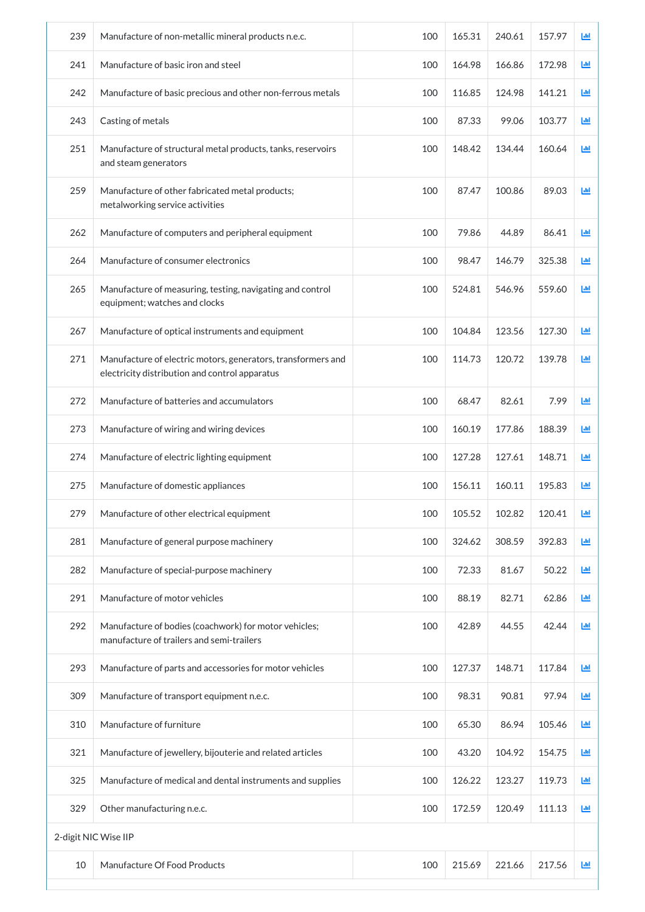| | | | | | | |
|---|---|---|---|---|---|---|
| 239 | Manufacture of non-metallic mineral products n.e.c. | | 100 | 165.31 | 240.61 | 157.97 |
| 241 | Manufacture of basic iron and steel | | 100 | 164.98 | 166.86 | 172.98 |
| 242 | Manufacture of basic precious and other non-ferrous metals | | 100 | 116.85 | 124.98 | 141.21 |
| 243 | Casting of metals | | 100 | 87.33 | 99.06 | 103.77 |
| 251 | Manufacture of structural metal products, tanks, reservoirs and steam generators | | 100 | 148.42 | 134.44 | 160.64 |
| 259 | Manufacture of other fabricated metal products; metalworking service activities | | 100 | 87.47 | 100.86 | 89.03 |
| 262 | Manufacture of computers and peripheral equipment | | 100 | 79.86 | 44.89 | 86.41 |
| 264 | Manufacture of consumer electronics | | 100 | 98.47 | 146.79 | 325.38 |
| 265 | Manufacture of measuring, testing, navigating and control equipment; watches and clocks | | 100 | 524.81 | 546.96 | 559.60 |
| 267 | Manufacture of optical instruments and equipment | | 100 | 104.84 | 123.56 | 127.30 |
| 271 | Manufacture of electric motors, generators, transformers and electricity distribution and control apparatus | | 100 | 114.73 | 120.72 | 139.78 |
| 272 | Manufacture of batteries and accumulators | | 100 | 68.47 | 82.61 | 7.99 |
| 273 | Manufacture of wiring and wiring devices | | 100 | 160.19 | 177.86 | 188.39 |
| 274 | Manufacture of electric lighting equipment | | 100 | 127.28 | 127.61 | 148.71 |
| 275 | Manufacture of domestic appliances | | 100 | 156.11 | 160.11 | 195.83 |
| 279 | Manufacture of other electrical equipment | | 100 | 105.52 | 102.82 | 120.41 |
| 281 | Manufacture of general purpose machinery | | 100 | 324.62 | 308.59 | 392.83 |
| 282 | Manufacture of special-purpose machinery | | 100 | 72.33 | 81.67 | 50.22 |
| 291 | Manufacture of motor vehicles | | 100 | 88.19 | 82.71 | 62.86 |
| 292 | Manufacture of bodies (coachwork) for motor vehicles; manufacture of trailers and semi-trailers | | 100 | 42.89 | 44.55 | 42.44 |
| 293 | Manufacture of parts and accessories for motor vehicles | | 100 | 127.37 | 148.71 | 117.84 |
| 309 | Manufacture of transport equipment n.e.c. | | 100 | 98.31 | 90.81 | 97.94 |
| 310 | Manufacture of furniture | | 100 | 65.30 | 86.94 | 105.46 |
| 321 | Manufacture of jewellery, bijouterie and related articles | | 100 | 43.20 | 104.92 | 154.75 |
| 325 | Manufacture of medical and dental instruments and supplies | | 100 | 126.22 | 123.27 | 119.73 |
| 329 | Other manufacturing n.e.c. | | 100 | 172.59 | 120.49 | 111.13 |
| 2-digit NIC Wise IIP | | | | | | |
| 10 | Manufacture Of Food Products | | 100 | 215.69 | 221.66 | 217.56 |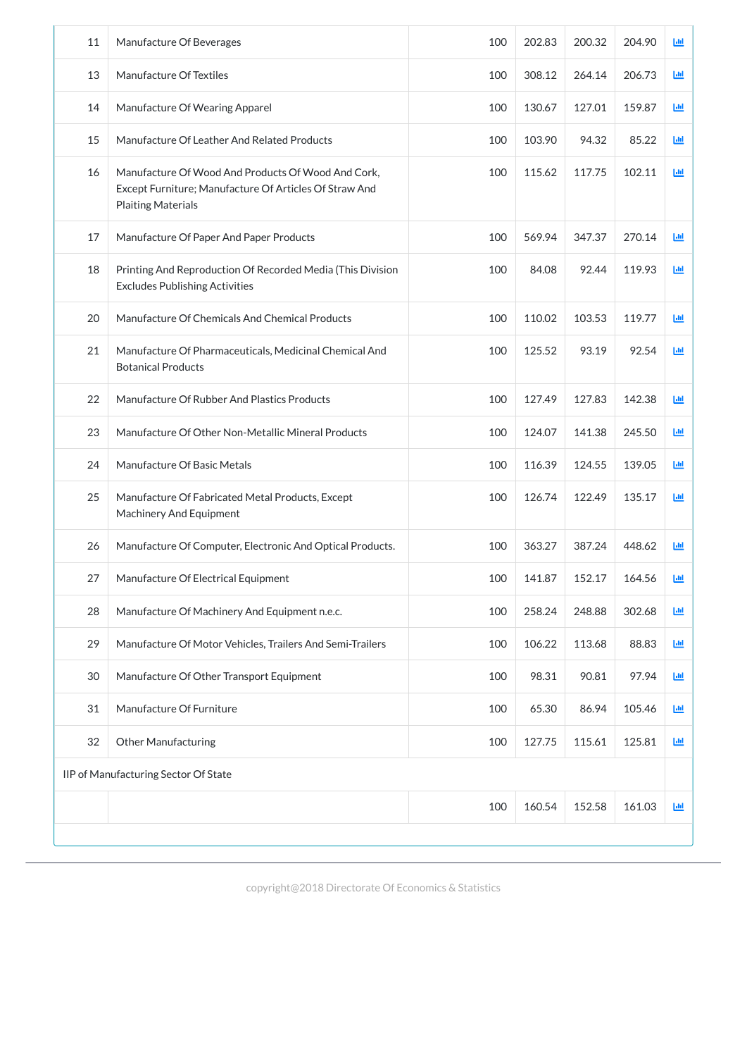| | | | | | | |
|---|---|---|---|---|---|---|
| 11 | Manufacture Of Beverages | 100 | 202.83 | 200.32 | 204.90 | |
| 13 | Manufacture Of Textiles | 100 | 308.12 | 264.14 | 206.73 | |
| 14 | Manufacture Of Wearing Apparel | 100 | 130.67 | 127.01 | 159.87 | |
| 15 | Manufacture Of Leather And Related Products | 100 | 103.90 | 94.32 | 85.22 | |
| 16 | Manufacture Of Wood And Products Of Wood And Cork, Except Furniture; Manufacture Of Articles Of Straw And Plaiting Materials | 100 | 115.62 | 117.75 | 102.11 | |
| 17 | Manufacture Of Paper And Paper Products | 100 | 569.94 | 347.37 | 270.14 | |
| 18 | Printing And Reproduction Of Recorded Media (This Division Excludes Publishing Activities | 100 | 84.08 | 92.44 | 119.93 | |
| 20 | Manufacture Of Chemicals And Chemical Products | 100 | 110.02 | 103.53 | 119.77 | |
| 21 | Manufacture Of Pharmaceuticals, Medicinal Chemical And Botanical Products | 100 | 125.52 | 93.19 | 92.54 | |
| 22 | Manufacture Of Rubber And Plastics Products | 100 | 127.49 | 127.83 | 142.38 | |
| 23 | Manufacture Of Other Non-Metallic Mineral Products | 100 | 124.07 | 141.38 | 245.50 | |
| 24 | Manufacture Of Basic Metals | 100 | 116.39 | 124.55 | 139.05 | |
| 25 | Manufacture Of Fabricated Metal Products, Except Machinery And Equipment | 100 | 126.74 | 122.49 | 135.17 | |
| 26 | Manufacture Of Computer, Electronic And Optical Products. | 100 | 363.27 | 387.24 | 448.62 | |
| 27 | Manufacture Of Electrical Equipment | 100 | 141.87 | 152.17 | 164.56 | |
| 28 | Manufacture Of Machinery And Equipment n.e.c. | 100 | 258.24 | 248.88 | 302.68 | |
| 29 | Manufacture Of Motor Vehicles, Trailers And Semi-Trailers | 100 | 106.22 | 113.68 | 88.83 | |
| 30 | Manufacture Of Other Transport Equipment | 100 | 98.31 | 90.81 | 97.94 | |
| 31 | Manufacture Of Furniture | 100 | 65.30 | 86.94 | 105.46 | |
| 32 | Other Manufacturing | 100 | 127.75 | 115.61 | 125.81 | |
| IIP of Manufacturing Sector Of State | | | | | | |
| | | 100 | 160.54 | 152.58 | 161.03 | |

copyright@2018 Directorate Of Economics & Statistics